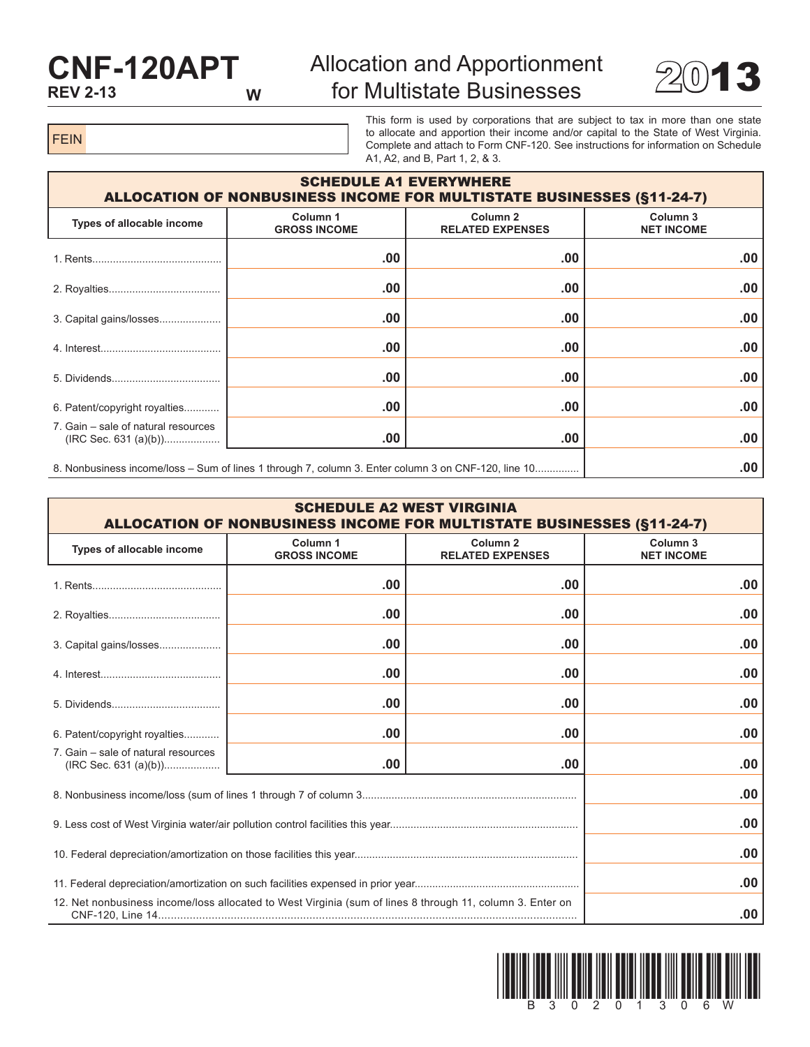# CNF-120APT

**REV 2-13** W

## Allocation and Apportionment for Multistate Businesses

# 2013

FEIN

This form is used by corporations that are subject to tax in more than one state to allocate and apportion their income and/or capital to the State of West Virginia. Complete and attach to Form CNF-120. See instructions for information on Schedule A1, A2, and B, Part 1, 2, & 3.

## SCHEDULE A1 EVERYWHERE
## ALLOCATION OF NONBUSINESS INCOME FOR MULTISTATE BUSINESSES (§11-24-7)

| Types of allocable income | Column 1 GROSS INCOME | Column 2 RELATED EXPENSES | Column 3 NET INCOME |
|---|---|---|---|
| 1. Rents | .00 | .00 | .00 |
| 2. Royalties | .00 | .00 | .00 |
| 3. Capital gains/losses | .00 | .00 | .00 |
| 4. Interest | .00 | .00 | .00 |
| 5. Dividends | .00 | .00 | .00 |
| 6. Patent/copyright royalties | .00 | .00 | .00 |
| 7. Gain – sale of natural resources (IRC Sec. 631 (a)(b)) | .00 | .00 | .00 |
| 8. Nonbusiness income/loss – Sum of lines 1 through 7, column 3. Enter column 3 on CNF-120, line 10 | | | .00 |

## SCHEDULE A2 WEST VIRGINIA
## ALLOCATION OF NONBUSINESS INCOME FOR MULTISTATE BUSINESSES (§11-24-7)

| Types of allocable income | Column 1 GROSS INCOME | Column 2 RELATED EXPENSES | Column 3 NET INCOME |
|---|---|---|---|
| 1. Rents | .00 | .00 | .00 |
| 2. Royalties | .00 | .00 | .00 |
| 3. Capital gains/losses | .00 | .00 | .00 |
| 4. Interest | .00 | .00 | .00 |
| 5. Dividends | .00 | .00 | .00 |
| 6. Patent/copyright royalties | .00 | .00 | .00 |
| 7. Gain – sale of natural resources (IRC Sec. 631 (a)(b)) | .00 | .00 | .00 |
| 8. Nonbusiness income/loss (sum of lines 1 through 7 of column 3 | | | .00 |
| 9. Less cost of West Virginia water/air pollution control facilities this year | | | .00 |
| 10. Federal depreciation/amortization on those facilities this year | | | .00 |
| 11. Federal depreciation/amortization on such facilities expensed in prior year | | | .00 |
| 12. Net nonbusiness income/loss allocated to West Virginia (sum of lines 8 through 11, column 3. Enter on CNF-120, Line 14 | | | .00 |

B 3 0 2 0 1 3 0 6 W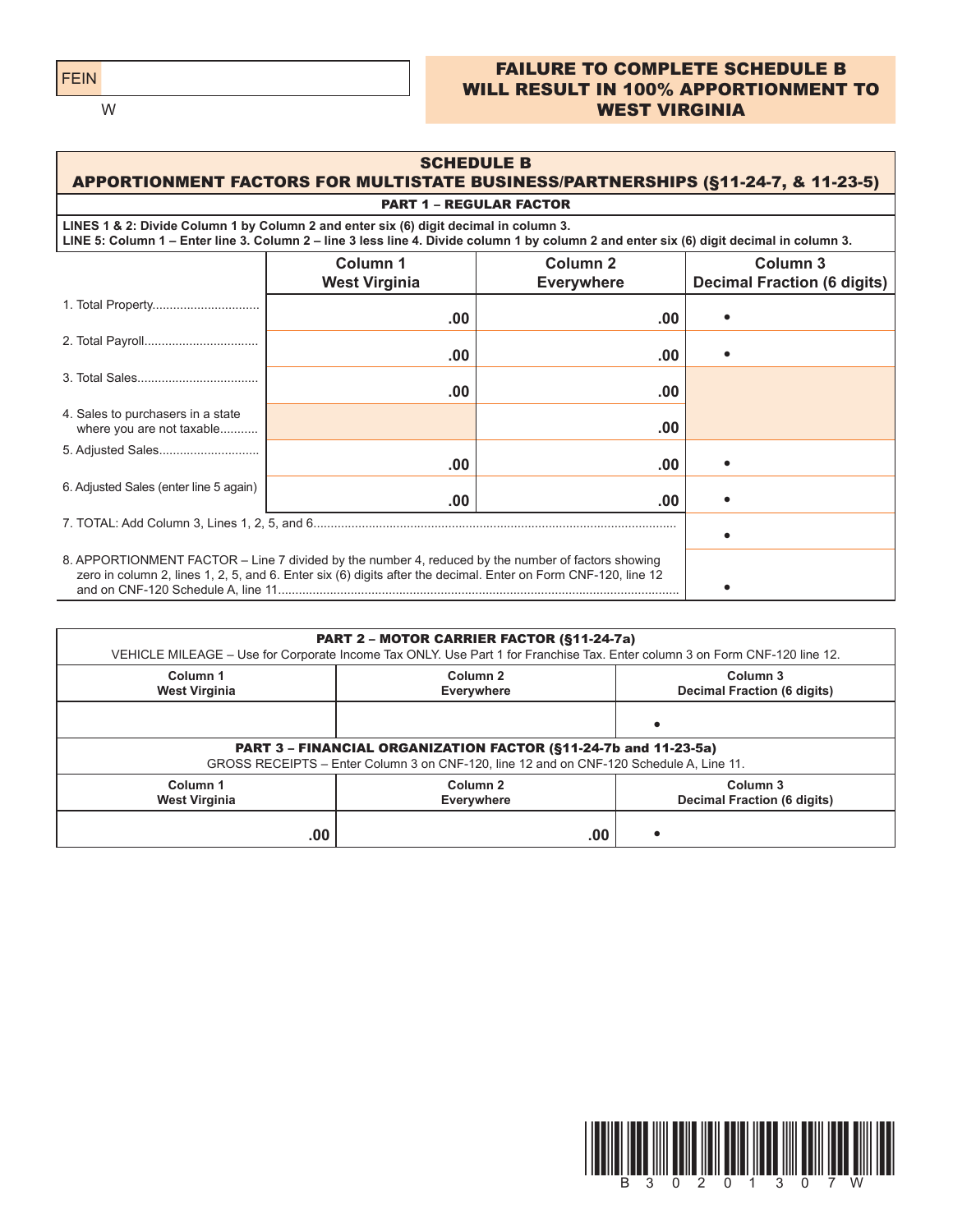FEIN

W

**FAILURE TO COMPLETE SCHEDULE B WILL RESULT IN 100% APPORTIONMENT TO WEST VIRGINIA**

## SCHEDULE B
## APPORTIONMENT FACTORS FOR MULTISTATE BUSINESS/PARTNERSHIPS (§11-24-7, & 11-23-5)

### PART 1 – REGULAR FACTOR

**LINES 1 & 2: Divide Column 1 by Column 2 and enter six (6) digit decimal in column 3.**
**LINE 5: Column 1 – Enter line 3. Column 2 – line 3 less line 4. Divide column 1 by column 2 and enter six (6) digit decimal in column 3.**

| | Column 1<br>West Virginia | Column 2<br>Everywhere | Column 3<br>Decimal Fraction (6 digits) |
|---|---|---|---|
| 1. Total Property | .00 | .00 | • |
| 2. Total Payroll | .00 | .00 | • |
| 3. Total Sales | .00 | .00 | |
| 4. Sales to purchasers in a state where you are not taxable | | .00 | |
| 5. Adjusted Sales | .00 | .00 | • |
| 6. Adjusted Sales (enter line 5 again) | .00 | .00 | • |
| 7. TOTAL: Add Column 3, Lines 1, 2, 5, and 6 | | | • |
| 8. APPORTIONMENT FACTOR – Line 7 divided by the number 4, reduced by the number of factors showing zero in column 2, lines 1, 2, 5, and 6. Enter six (6) digits after the decimal. Enter on Form CNF-120, line 12 and on CNF-120 Schedule A, line 11 | | | • |

### PART 2 – MOTOR CARRIER FACTOR (§11-24-7a)

VEHICLE MILEAGE – Use for Corporate Income Tax ONLY. Use Part 1 for Franchise Tax. Enter column 3 on Form CNF-120 line 12.

| Column 1<br>West Virginia | Column 2<br>Everywhere | Column 3<br>Decimal Fraction (6 digits) |
|---|---|---|
| | | • |

### PART 3 – FINANCIAL ORGANIZATION FACTOR (§11-24-7b and 11-23-5a)

GROSS RECEIPTS – Enter Column 3 on CNF-120, line 12 and on CNF-120 Schedule A, Line 11.

| Column 1<br>West Virginia | Column 2<br>Everywhere | Column 3<br>Decimal Fraction (6 digits) |
|---|---|---|
| .00 | .00 | • |

B 3 0 2 0 1 3 0 7 W